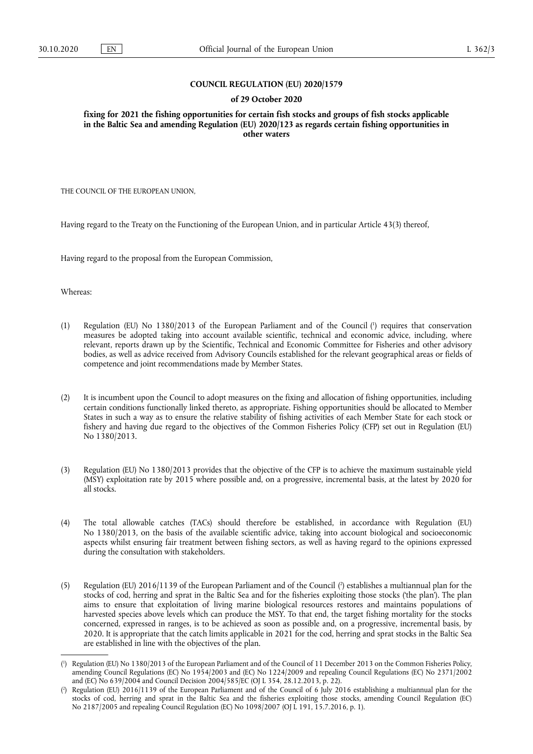# COUNCIL REGULATION (EU) 2020/1579

## of 29 October 2020

### fixing for 2021 the fishing opportunities for certain fish stocks and groups of fish stocks applicable in the Baltic Sea and amending Regulation (EU) 2020/123 as regards certain fishing opportunities in other waters

THE COUNCIL OF THE EUROPEAN UNION,

Having regard to the Treaty on the Functioning of the European Union, and in particular Article 43(3) thereof,

Having regard to the proposal from the European Commission,

Whereas:

(1) Regulation (EU) No 1380/2013 of the European Parliament and of the Council [1] requires that conservation measures be adopted taking into account available scientific, technical and economic advice, including, where relevant, reports drawn up by the Scientific, Technical and Economic Committee for Fisheries and other advisory bodies, as well as advice received from Advisory Councils established for the relevant geographical areas or fields of competence and joint recommendations made by Member States.

(2) It is incumbent upon the Council to adopt measures on the fixing and allocation of fishing opportunities, including certain conditions functionally linked thereto, as appropriate. Fishing opportunities should be allocated to Member States in such a way as to ensure the relative stability of fishing activities of each Member State for each stock or fishery and having due regard to the objectives of the Common Fisheries Policy (CFP) set out in Regulation (EU) No 1380/2013.

(3) Regulation (EU) No 1380/2013 provides that the objective of the CFP is to achieve the maximum sustainable yield (MSY) exploitation rate by 2015 where possible and, on a progressive, incremental basis, at the latest by 2020 for all stocks.

(4) The total allowable catches (TACs) should therefore be established, in accordance with Regulation (EU) No 1380/2013, on the basis of the available scientific advice, taking into account biological and socioeconomic aspects whilst ensuring fair treatment between fishing sectors, as well as having regard to the opinions expressed during the consultation with stakeholders.

(5) Regulation (EU) 2016/1139 of the European Parliament and of the Council [2] establishes a multiannual plan for the stocks of cod, herring and sprat in the Baltic Sea and for the fisheries exploiting those stocks ('the plan'). The plan aims to ensure that exploitation of living marine biological resources restores and maintains populations of harvested species above levels which can produce the MSY. To that end, the target fishing mortality for the stocks concerned, expressed in ranges, is to be achieved as soon as possible and, on a progressive, incremental basis, by 2020. It is appropriate that the catch limits applicable in 2021 for the cod, herring and sprat stocks in the Baltic Sea are established in line with the objectives of the plan.

---

[1] Regulation (EU) No 1380/2013 of the European Parliament and of the Council of 11 December 2013 on the Common Fisheries Policy, amending Council Regulations (EC) No 1954/2003 and (EC) No 1224/2009 and repealing Council Regulations (EC) No 2371/2002 and (EC) No 639/2004 and Council Decision 2004/585/EC (OJ L 354, 28.12.2013, p. 22).

[2] Regulation (EU) 2016/1139 of the European Parliament and of the Council of 6 July 2016 establishing a multiannual plan for the stocks of cod, herring and sprat in the Baltic Sea and the fisheries exploiting those stocks, amending Council Regulation (EC) No 2187/2005 and repealing Council Regulation (EC) No 1098/2007 (OJ L 191, 15.7.2016, p. 1).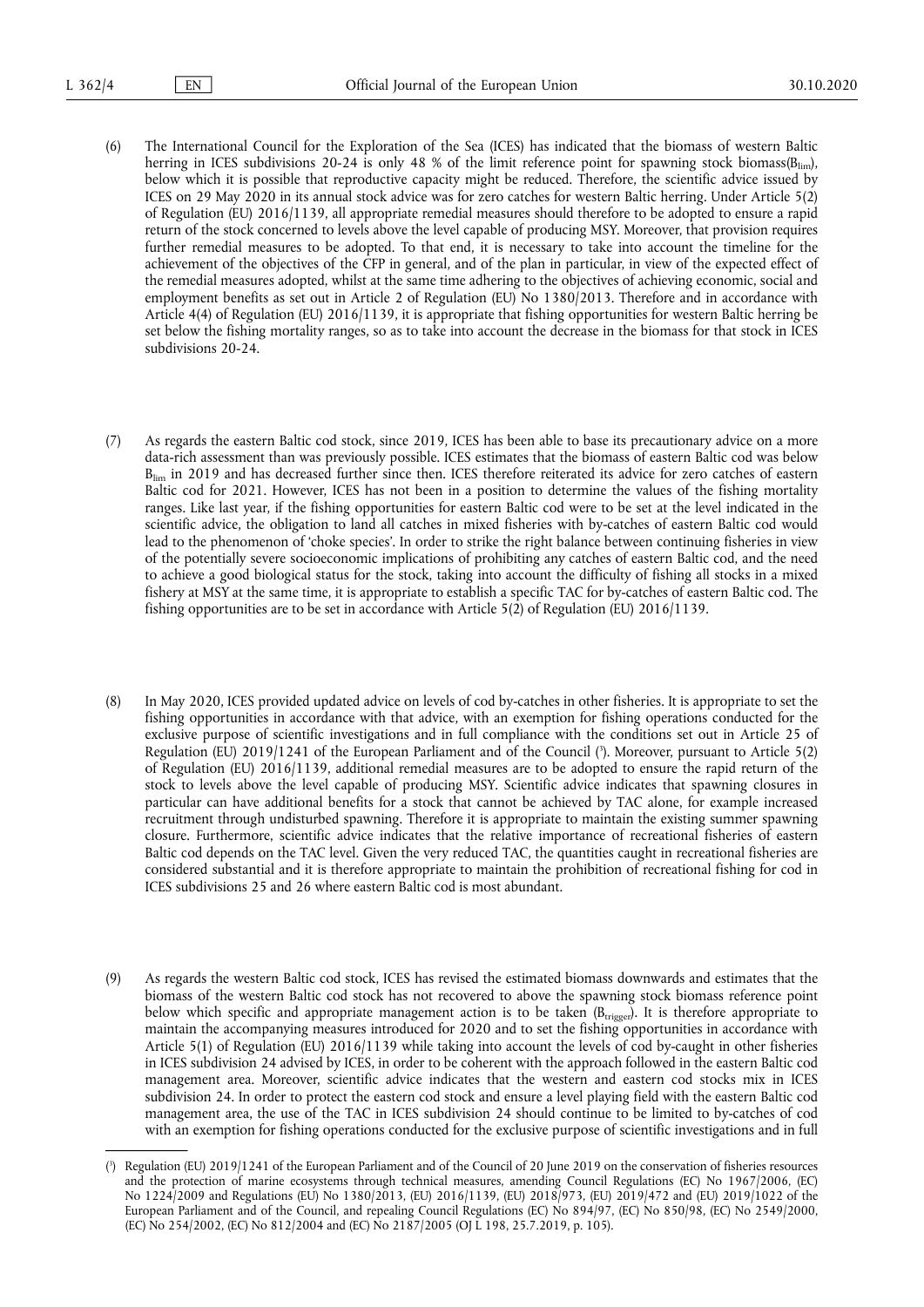(6) The International Council for the Exploration of the Sea (ICES) has indicated that the biomass of western Baltic herring in ICES subdivisions 20-24 is only 48 % of the limit reference point for spawning stock biomass($B_{lim}$), below which it is possible that reproductive capacity might be reduced. Therefore, the scientific advice issued by ICES on 29 May 2020 in its annual stock advice was for zero catches for western Baltic herring. Under Article 5(2) of Regulation (EU) 2016/1139, all appropriate remedial measures should therefore to be adopted to ensure a rapid return of the stock concerned to levels above the level capable of producing MSY. Moreover, that provision requires further remedial measures to be adopted. To that end, it is necessary to take into account the timeline for the achievement of the objectives of the CFP in general, and of the plan in particular, in view of the expected effect of the remedial measures adopted, whilst at the same time adhering to the objectives of achieving economic, social and employment benefits as set out in Article 2 of Regulation (EU) No 1380/2013. Therefore and in accordance with Article 4(4) of Regulation (EU) 2016/1139, it is appropriate that fishing opportunities for western Baltic herring be set below the fishing mortality ranges, so as to take into account the decrease in the biomass for that stock in ICES subdivisions 20-24.

(7) As regards the eastern Baltic cod stock, since 2019, ICES has been able to base its precautionary advice on a more data-rich assessment than was previously possible. ICES estimates that the biomass of eastern Baltic cod was below $B_{lim}$ in 2019 and has decreased further since then. ICES therefore reiterated its advice for zero catches of eastern Baltic cod for 2021. However, ICES has not been in a position to determine the values of the fishing mortality ranges. Like last year, if the fishing opportunities for eastern Baltic cod were to be set at the level indicated in the scientific advice, the obligation to land all catches in mixed fisheries with by-catches of eastern Baltic cod would lead to the phenomenon of 'choke species'. In order to strike the right balance between continuing fisheries in view of the potentially severe socioeconomic implications of prohibiting any catches of eastern Baltic cod, and the need to achieve a good biological status for the stock, taking into account the difficulty of fishing all stocks in a mixed fishery at MSY at the same time, it is appropriate to establish a specific TAC for by-catches of eastern Baltic cod. The fishing opportunities are to be set in accordance with Article 5(2) of Regulation (EU) 2016/1139.

(8) In May 2020, ICES provided updated advice on levels of cod by-catches in other fisheries. It is appropriate to set the fishing opportunities in accordance with that advice, with an exemption for fishing operations conducted for the exclusive purpose of scientific investigations and in full compliance with the conditions set out in Article 25 of Regulation (EU) 2019/1241 of the European Parliament and of the Council [3]. Moreover, pursuant to Article 5(2) of Regulation (EU) 2016/1139, additional remedial measures are to be adopted to ensure the rapid return of the stock to levels above the level capable of producing MSY. Scientific advice indicates that spawning closures in particular can have additional benefits for a stock that cannot be achieved by TAC alone, for example increased recruitment through undisturbed spawning. Therefore it is appropriate to maintain the existing summer spawning closure. Furthermore, scientific advice indicates that the relative importance of recreational fisheries of eastern Baltic cod depends on the TAC level. Given the very reduced TAC, the quantities caught in recreational fisheries are considered substantial and it is therefore appropriate to maintain the prohibition of recreational fishing for cod in ICES subdivisions 25 and 26 where eastern Baltic cod is most abundant.

(9) As regards the western Baltic cod stock, ICES has revised the estimated biomass downwards and estimates that the biomass of the western Baltic cod stock has not recovered to above the spawning stock biomass reference point below which specific and appropriate management action is to be taken ($B_{trigger}$). It is therefore appropriate to maintain the accompanying measures introduced for 2020 and to set the fishing opportunities in accordance with Article 5(1) of Regulation (EU) 2016/1139 while taking into account the levels of cod by-caught in other fisheries in ICES subdivision 24 advised by ICES, in order to be coherent with the approach followed in the eastern Baltic cod management area. Moreover, scientific advice indicates that the western and eastern cod stocks mix in ICES subdivision 24. In order to protect the eastern cod stock and ensure a level playing field with the eastern Baltic cod management area, the use of the TAC in ICES subdivision 24 should continue to be limited to by-catches of cod with an exemption for fishing operations conducted for the exclusive purpose of scientific investigations and in full

[3] Regulation (EU) 2019/1241 of the European Parliament and of the Council of 20 June 2019 on the conservation of fisheries resources and the protection of marine ecosystems through technical measures, amending Council Regulations (EC) No 1967/2006, (EC) No 1224/2009 and Regulations (EU) No 1380/2013, (EU) 2016/1139, (EU) 2018/973, (EU) 2019/472 and (EU) 2019/1022 of the European Parliament and of the Council, and repealing Council Regulations (EC) No 894/97, (EC) No 850/98, (EC) No 2549/2000, (EC) No 254/2002, (EC) No 812/2004 and (EC) No 2187/2005 (OJ L 198, 25.7.2019, p. 105).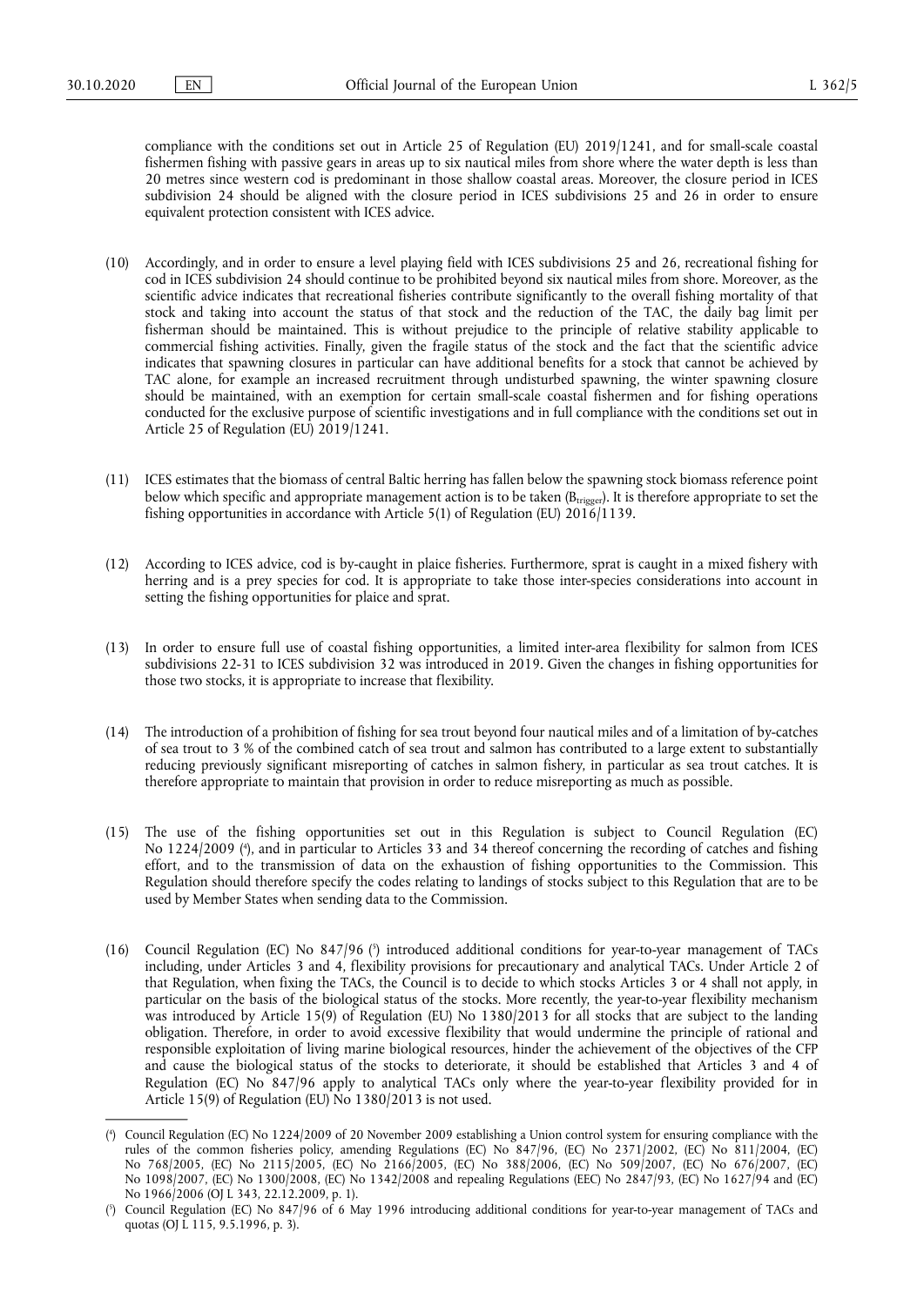compliance with the conditions set out in Article 25 of Regulation (EU) 2019/1241, and for small-scale coastal fishermen fishing with passive gears in areas up to six nautical miles from shore where the water depth is less than 20 metres since western cod is predominant in those shallow coastal areas. Moreover, the closure period in ICES subdivision 24 should be aligned with the closure period in ICES subdivisions 25 and 26 in order to ensure equivalent protection consistent with ICES advice.

(10) Accordingly, and in order to ensure a level playing field with ICES subdivisions 25 and 26, recreational fishing for cod in ICES subdivision 24 should continue to be prohibited beyond six nautical miles from shore. Moreover, as the scientific advice indicates that recreational fisheries contribute significantly to the overall fishing mortality of that stock and taking into account the status of that stock and the reduction of the TAC, the daily bag limit per fisherman should be maintained. This is without prejudice to the principle of relative stability applicable to commercial fishing activities. Finally, given the fragile status of the stock and the fact that the scientific advice indicates that spawning closures in particular can have additional benefits for a stock that cannot be achieved by TAC alone, for example an increased recruitment through undisturbed spawning, the winter spawning closure should be maintained, with an exemption for certain small-scale coastal fishermen and for fishing operations conducted for the exclusive purpose of scientific investigations and in full compliance with the conditions set out in Article 25 of Regulation (EU) 2019/1241.

(11) ICES estimates that the biomass of central Baltic herring has fallen below the spawning stock biomass reference point below which specific and appropriate management action is to be taken ($B_{trigger}$). It is therefore appropriate to set the fishing opportunities in accordance with Article 5(1) of Regulation (EU) 2016/1139.

(12) According to ICES advice, cod is by-caught in plaice fisheries. Furthermore, sprat is caught in a mixed fishery with herring and is a prey species for cod. It is appropriate to take those inter-species considerations into account in setting the fishing opportunities for plaice and sprat.

(13) In order to ensure full use of coastal fishing opportunities, a limited inter-area flexibility for salmon from ICES subdivisions 22-31 to ICES subdivision 32 was introduced in 2019. Given the changes in fishing opportunities for those two stocks, it is appropriate to increase that flexibility.

(14) The introduction of a prohibition of fishing for sea trout beyond four nautical miles and of a limitation of by-catches of sea trout to 3 % of the combined catch of sea trout and salmon has contributed to a large extent to substantially reducing previously significant misreporting of catches in salmon fishery, in particular as sea trout catches. It is therefore appropriate to maintain that provision in order to reduce misreporting as much as possible.

(15) The use of the fishing opportunities set out in this Regulation is subject to Council Regulation (EC) No 1224/2009 [4], and in particular to Articles 33 and 34 thereof concerning the recording of catches and fishing effort, and to the transmission of data on the exhaustion of fishing opportunities to the Commission. This Regulation should therefore specify the codes relating to landings of stocks subject to this Regulation that are to be used by Member States when sending data to the Commission.

(16) Council Regulation (EC) No 847/96 [5] introduced additional conditions for year-to-year management of TACs including, under Articles 3 and 4, flexibility provisions for precautionary and analytical TACs. Under Article 2 of that Regulation, when fixing the TACs, the Council is to decide to which stocks Articles 3 or 4 shall not apply, in particular on the basis of the biological status of the stocks. More recently, the year-to-year flexibility mechanism was introduced by Article 15(9) of Regulation (EU) No 1380/2013 for all stocks that are subject to the landing obligation. Therefore, in order to avoid excessive flexibility that would undermine the principle of rational and responsible exploitation of living marine biological resources, hinder the achievement of the objectives of the CFP and cause the biological status of the stocks to deteriorate, it should be established that Articles 3 and 4 of Regulation (EC) No 847/96 apply to analytical TACs only where the year-to-year flexibility provided for in Article 15(9) of Regulation (EU) No 1380/2013 is not used.

---

[4] Council Regulation (EC) No 1224/2009 of 20 November 2009 establishing a Union control system for ensuring compliance with the rules of the common fisheries policy, amending Regulations (EC) No 847/96, (EC) No 2371/2002, (EC) No 811/2004, (EC) No 768/2005, (EC) No 2115/2005, (EC) No 2166/2005, (EC) No 388/2006, (EC) No 509/2007, (EC) No 676/2007, (EC) No 1098/2007, (EC) No 1300/2008, (EC) No 1342/2008 and repealing Regulations (EEC) No 2847/93, (EC) No 1627/94 and (EC) No 1966/2006 (OJ L 343, 22.12.2009, p. 1).

[5] Council Regulation (EC) No 847/96 of 6 May 1996 introducing additional conditions for year-to-year management of TACs and quotas (OJ L 115, 9.5.1996, p. 3).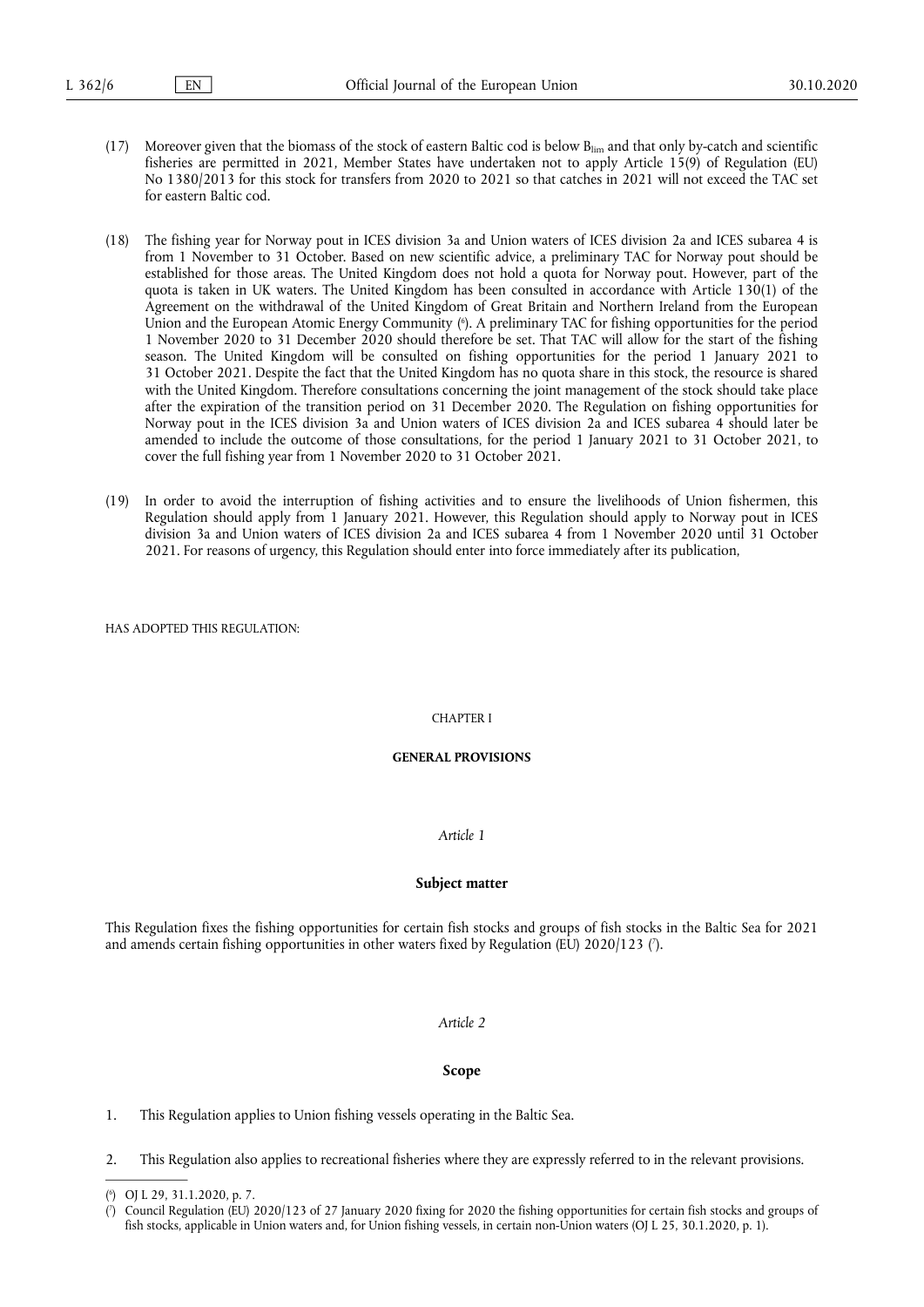(17) Moreover given that the biomass of the stock of eastern Baltic cod is below $B_{lim}$ and that only by-catch and scientific fisheries are permitted in 2021, Member States have undertaken not to apply Article 15(9) of Regulation (EU) No 1380/2013 for this stock for transfers from 2020 to 2021 so that catches in 2021 will not exceed the TAC set for eastern Baltic cod.

(18) The fishing year for Norway pout in ICES division 3a and Union waters of ICES division 2a and ICES subarea 4 is from 1 November to 31 October. Based on new scientific advice, a preliminary TAC for Norway pout should be established for those areas. The United Kingdom does not hold a quota for Norway pout. However, part of the quota is taken in UK waters. The United Kingdom has been consulted in accordance with Article 130(1) of the Agreement on the withdrawal of the United Kingdom of Great Britain and Northern Ireland from the European Union and the European Atomic Energy Community [6]. A preliminary TAC for fishing opportunities for the period 1 November 2020 to 31 December 2020 should therefore be set. That TAC will allow for the start of the fishing season. The United Kingdom will be consulted on fishing opportunities for the period 1 January 2021 to 31 October 2021. Despite the fact that the United Kingdom has no quota share in this stock, the resource is shared with the United Kingdom. Therefore consultations concerning the joint management of the stock should take place after the expiration of the transition period on 31 December 2020. The Regulation on fishing opportunities for Norway pout in the ICES division 3a and Union waters of ICES division 2a and ICES subarea 4 should later be amended to include the outcome of those consultations, for the period 1 January 2021 to 31 October 2021, to cover the full fishing year from 1 November 2020 to 31 October 2021.

(19) In order to avoid the interruption of fishing activities and to ensure the livelihoods of Union fishermen, this Regulation should apply from 1 January 2021. However, this Regulation should apply to Norway pout in ICES division 3a and Union waters of ICES division 2a and ICES subarea 4 from 1 November 2020 until 31 October 2021. For reasons of urgency, this Regulation should enter into force immediately after its publication,

HAS ADOPTED THIS REGULATION:

CHAPTER I

**GENERAL PROVISIONS**

*Article 1*

**Subject matter**

This Regulation fixes the fishing opportunities for certain fish stocks and groups of fish stocks in the Baltic Sea for 2021 and amends certain fishing opportunities in other waters fixed by Regulation (EU) 2020/123 [7].

*Article 2*

**Scope**

1. This Regulation applies to Union fishing vessels operating in the Baltic Sea.

2. This Regulation also applies to recreational fisheries where they are expressly referred to in the relevant provisions.

---

[6] OJ L 29, 31.1.2020, p. 7.

[7] Council Regulation (EU) 2020/123 of 27 January 2020 fixing for 2020 the fishing opportunities for certain fish stocks and groups of fish stocks, applicable in Union waters and, for Union fishing vessels, in certain non-Union waters (OJ L 25, 30.1.2020, p. 1).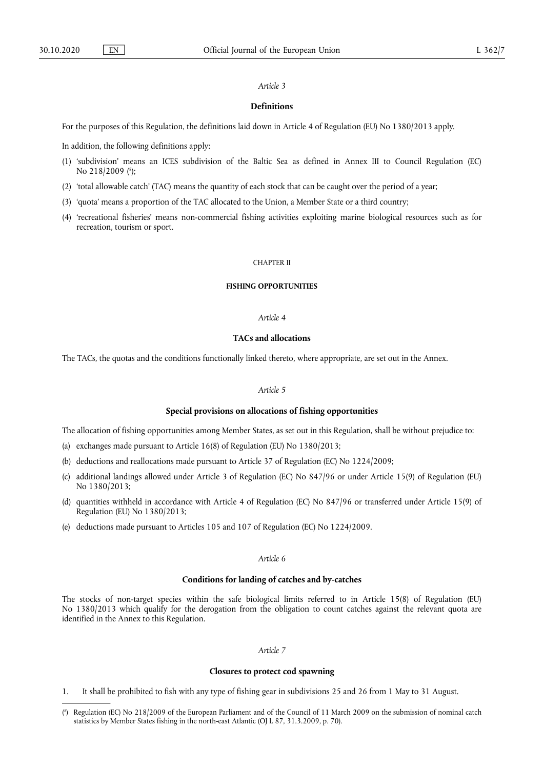*Article 3*

**Definitions**

For the purposes of this Regulation, the definitions laid down in Article 4 of Regulation (EU) No 1380/2013 apply.

In addition, the following definitions apply:

(1) 'subdivision' means an ICES subdivision of the Baltic Sea as defined in Annex III to Council Regulation (EC) No 218/2009 [8];

(2) 'total allowable catch' (TAC) means the quantity of each stock that can be caught over the period of a year;

(3) 'quota' means a proportion of the TAC allocated to the Union, a Member State or a third country;

(4) 'recreational fisheries' means non-commercial fishing activities exploiting marine biological resources such as for recreation, tourism or sport.

CHAPTER II

**FISHING OPPORTUNITIES**

*Article 4*

**TACs and allocations**

The TACs, the quotas and the conditions functionally linked thereto, where appropriate, are set out in the Annex.

*Article 5*

**Special provisions on allocations of fishing opportunities**

The allocation of fishing opportunities among Member States, as set out in this Regulation, shall be without prejudice to:

(a) exchanges made pursuant to Article 16(8) of Regulation (EU) No 1380/2013;

(b) deductions and reallocations made pursuant to Article 37 of Regulation (EC) No 1224/2009;

(c) additional landings allowed under Article 3 of Regulation (EC) No 847/96 or under Article 15(9) of Regulation (EU) No 1380/2013;

(d) quantities withheld in accordance with Article 4 of Regulation (EC) No 847/96 or transferred under Article 15(9) of Regulation (EU) No 1380/2013;

(e) deductions made pursuant to Articles 105 and 107 of Regulation (EC) No 1224/2009.

*Article 6*

**Conditions for landing of catches and by-catches**

The stocks of non-target species within the safe biological limits referred to in Article 15(8) of Regulation (EU) No 1380/2013 which qualify for the derogation from the obligation to count catches against the relevant quota are identified in the Annex to this Regulation.

*Article 7*

**Closures to protect cod spawning**

1. It shall be prohibited to fish with any type of fishing gear in subdivisions 25 and 26 from 1 May to 31 August.

---

[8] Regulation (EC) No 218/2009 of the European Parliament and of the Council of 11 March 2009 on the submission of nominal catch statistics by Member States fishing in the north-east Atlantic (OJ L 87, 31.3.2009, p. 70).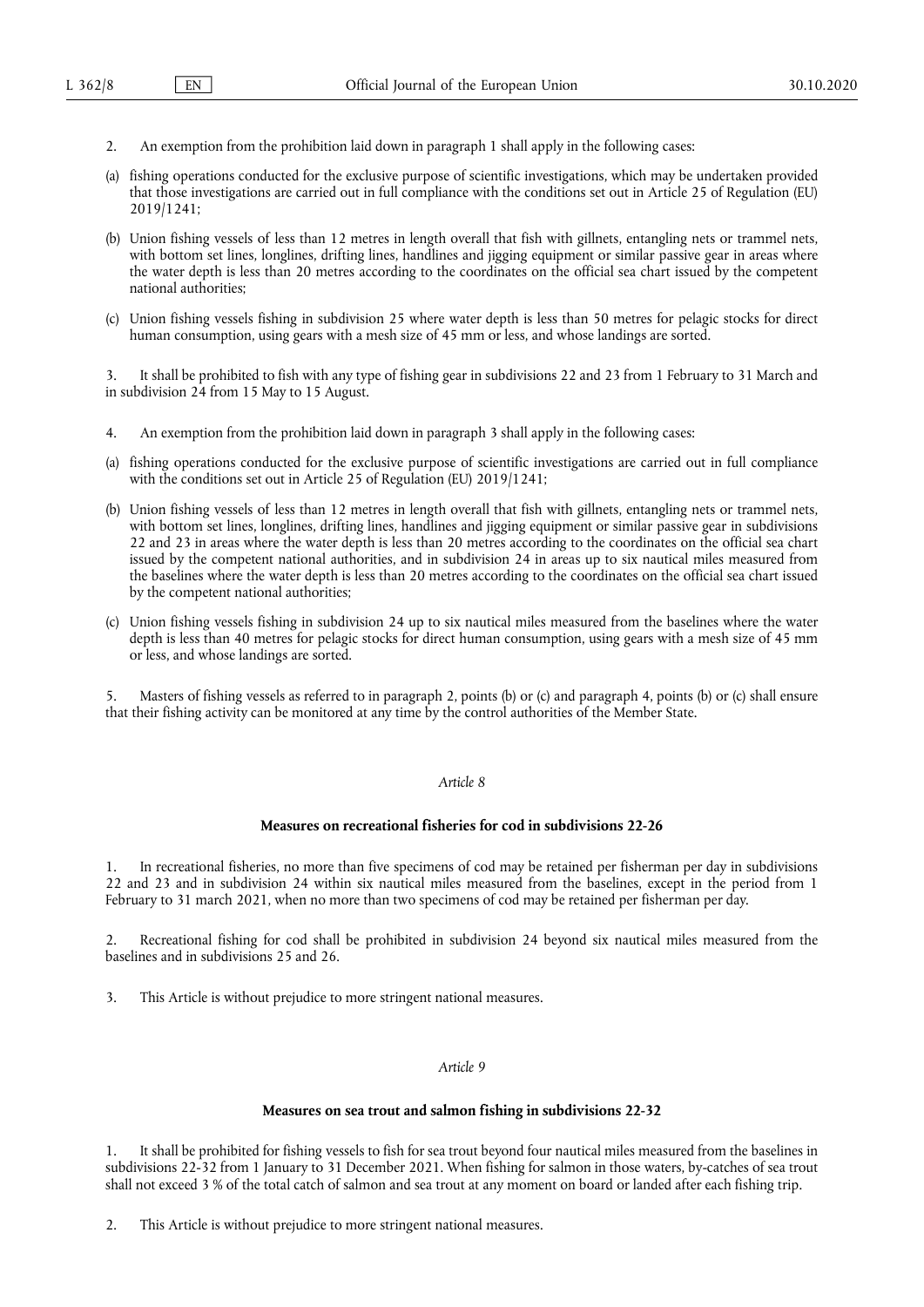2. An exemption from the prohibition laid down in paragraph 1 shall apply in the following cases:

(a) fishing operations conducted for the exclusive purpose of scientific investigations, which may be undertaken provided that those investigations are carried out in full compliance with the conditions set out in Article 25 of Regulation (EU) 2019/1241;

(b) Union fishing vessels of less than 12 metres in length overall that fish with gillnets, entangling nets or trammel nets, with bottom set lines, longlines, drifting lines, handlines and jigging equipment or similar passive gear in areas where the water depth is less than 20 metres according to the coordinates on the official sea chart issued by the competent national authorities;

(c) Union fishing vessels fishing in subdivision 25 where water depth is less than 50 metres for pelagic stocks for direct human consumption, using gears with a mesh size of 45 mm or less, and whose landings are sorted.

3. It shall be prohibited to fish with any type of fishing gear in subdivisions 22 and 23 from 1 February to 31 March and in subdivision 24 from 15 May to 15 August.

4. An exemption from the prohibition laid down in paragraph 3 shall apply in the following cases:

(a) fishing operations conducted for the exclusive purpose of scientific investigations are carried out in full compliance with the conditions set out in Article 25 of Regulation (EU) 2019/1241;

(b) Union fishing vessels of less than 12 metres in length overall that fish with gillnets, entangling nets or trammel nets, with bottom set lines, longlines, drifting lines, handlines and jigging equipment or similar passive gear in subdivisions 22 and 23 in areas where the water depth is less than 20 metres according to the coordinates on the official sea chart issued by the competent national authorities, and in subdivision 24 in areas up to six nautical miles measured from the baselines where the water depth is less than 20 metres according to the coordinates on the official sea chart issued by the competent national authorities;

(c) Union fishing vessels fishing in subdivision 24 up to six nautical miles measured from the baselines where the water depth is less than 40 metres for pelagic stocks for direct human consumption, using gears with a mesh size of 45 mm or less, and whose landings are sorted.

5. Masters of fishing vessels as referred to in paragraph 2, points (b) or (c) and paragraph 4, points (b) or (c) shall ensure that their fishing activity can be monitored at any time by the control authorities of the Member State.

*Article 8*

**Measures on recreational fisheries for cod in subdivisions 22-26**

1. In recreational fisheries, no more than five specimens of cod may be retained per fisherman per day in subdivisions 22 and 23 and in subdivision 24 within six nautical miles measured from the baselines, except in the period from 1 February to 31 march 2021, when no more than two specimens of cod may be retained per fisherman per day.

2. Recreational fishing for cod shall be prohibited in subdivision 24 beyond six nautical miles measured from the baselines and in subdivisions 25 and 26.

3. This Article is without prejudice to more stringent national measures.

*Article 9*

**Measures on sea trout and salmon fishing in subdivisions 22-32**

1. It shall be prohibited for fishing vessels to fish for sea trout beyond four nautical miles measured from the baselines in subdivisions 22-32 from 1 January to 31 December 2021. When fishing for salmon in those waters, by-catches of sea trout shall not exceed 3 % of the total catch of salmon and sea trout at any moment on board or landed after each fishing trip.

2. This Article is without prejudice to more stringent national measures.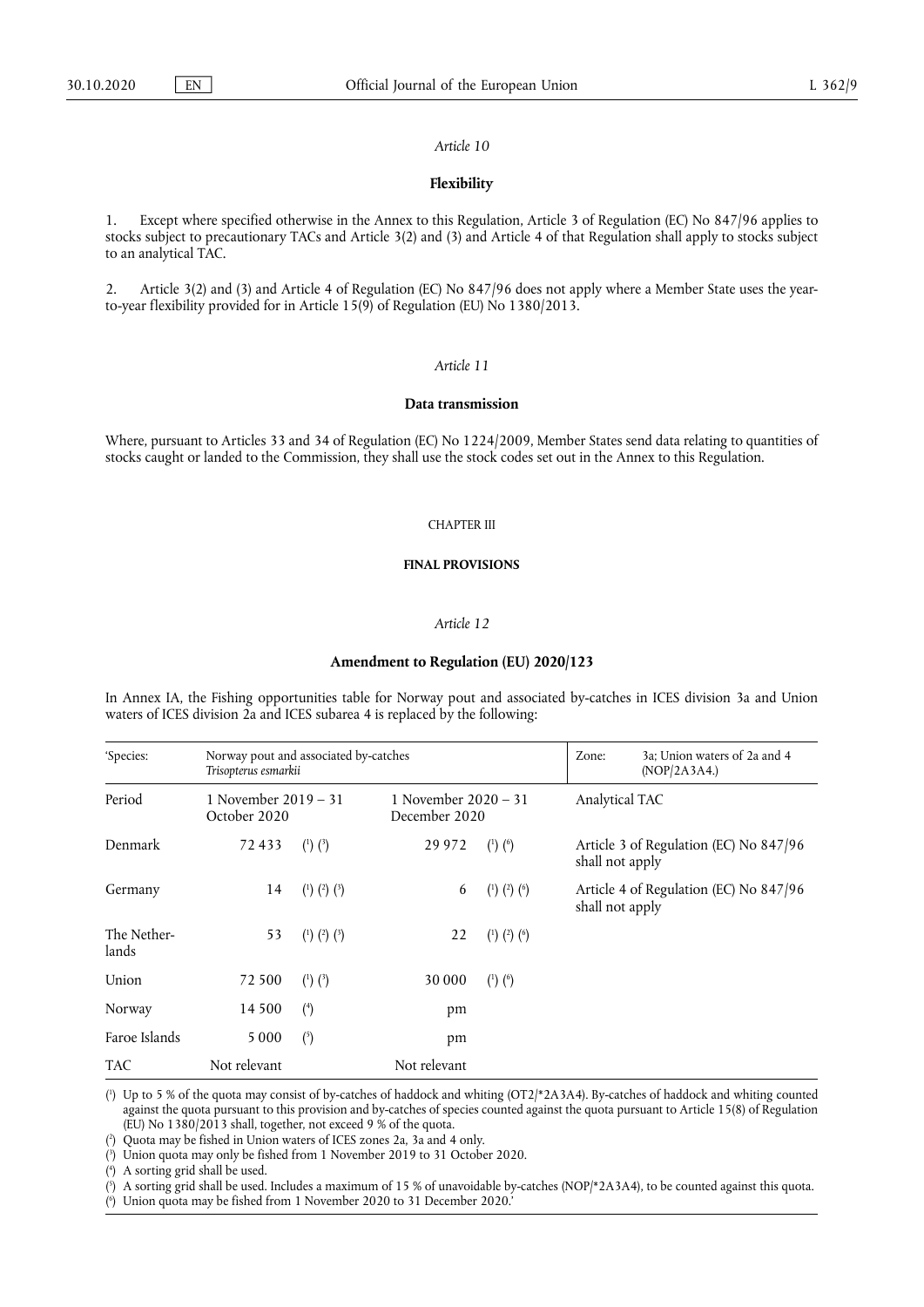*Article 10*

**Flexibility**

1. Except where specified otherwise in the Annex to this Regulation, Article 3 of Regulation (EC) No 847/96 applies to stocks subject to precautionary TACs and Article 3(2) and (3) and Article 4 of that Regulation shall apply to stocks subject to an analytical TAC.

2. Article 3(2) and (3) and Article 4 of Regulation (EC) No 847/96 does not apply where a Member State uses the year-to-year flexibility provided for in Article 15(9) of Regulation (EU) No 1380/2013.

*Article 11*

**Data transmission**

Where, pursuant to Articles 33 and 34 of Regulation (EC) No 1224/2009, Member States send data relating to quantities of stocks caught or landed to the Commission, they shall use the stock codes set out in the Annex to this Regulation.

CHAPTER III

**FINAL PROVISIONS**

*Article 12*

**Amendment to Regulation (EU) 2020/123**

In Annex IA, the Fishing opportunities table for Norway pout and associated by-catches in ICES division 3a and Union waters of ICES division 2a and ICES subarea 4 is replaced by the following:

| 'Species: | Norway pout and associated by-catches *Trisopterus esmarkii* | | | | Zone: 3a; Union waters of 2a and 4 (NOP/2A3A4.) |
|---|---|---|---|---|---|
| Period | 1 November 2019 – 31 October 2020 | | 1 November 2020 – 31 December 2020 | | Analytical TAC |
| Denmark | 72 433 | [1] [3] | 29 972 | [1] [6] | Article 3 of Regulation (EC) No 847/96 shall not apply |
| Germany | 14 | [1] [2] [3] | 6 | [1] [2] [6] | Article 4 of Regulation (EC) No 847/96 shall not apply |
| The Netherlands | 53 | [1] [2] [3] | 22 | [1] [2] [6] | |
| Union | 72 500 | [1] [3] | 30 000 | [1] [6] | |
| Norway | 14 500 | [4] | pm | | |
| Faroe Islands | 5 000 | [5] | pm | | |
| TAC | Not relevant | | Not relevant | | |

[1] Up to 5 % of the quota may consist of by-catches of haddock and whiting (OT2/*2A3A4). By-catches of haddock and whiting counted against the quota pursuant to this provision and by-catches of species counted against the quota pursuant to Article 15(8) of Regulation (EU) No 1380/2013 shall, together, not exceed 9 % of the quota.

[2] Quota may be fished in Union waters of ICES zones 2a, 3a and 4 only.

[3] Union quota may only be fished from 1 November 2019 to 31 October 2020.

[4] A sorting grid shall be used.

[5] A sorting grid shall be used. Includes a maximum of 15 % of unavoidable by-catches (NOP/*2A3A4), to be counted against this quota.

[6] Union quota may be fished from 1 November 2020 to 31 December 2020.'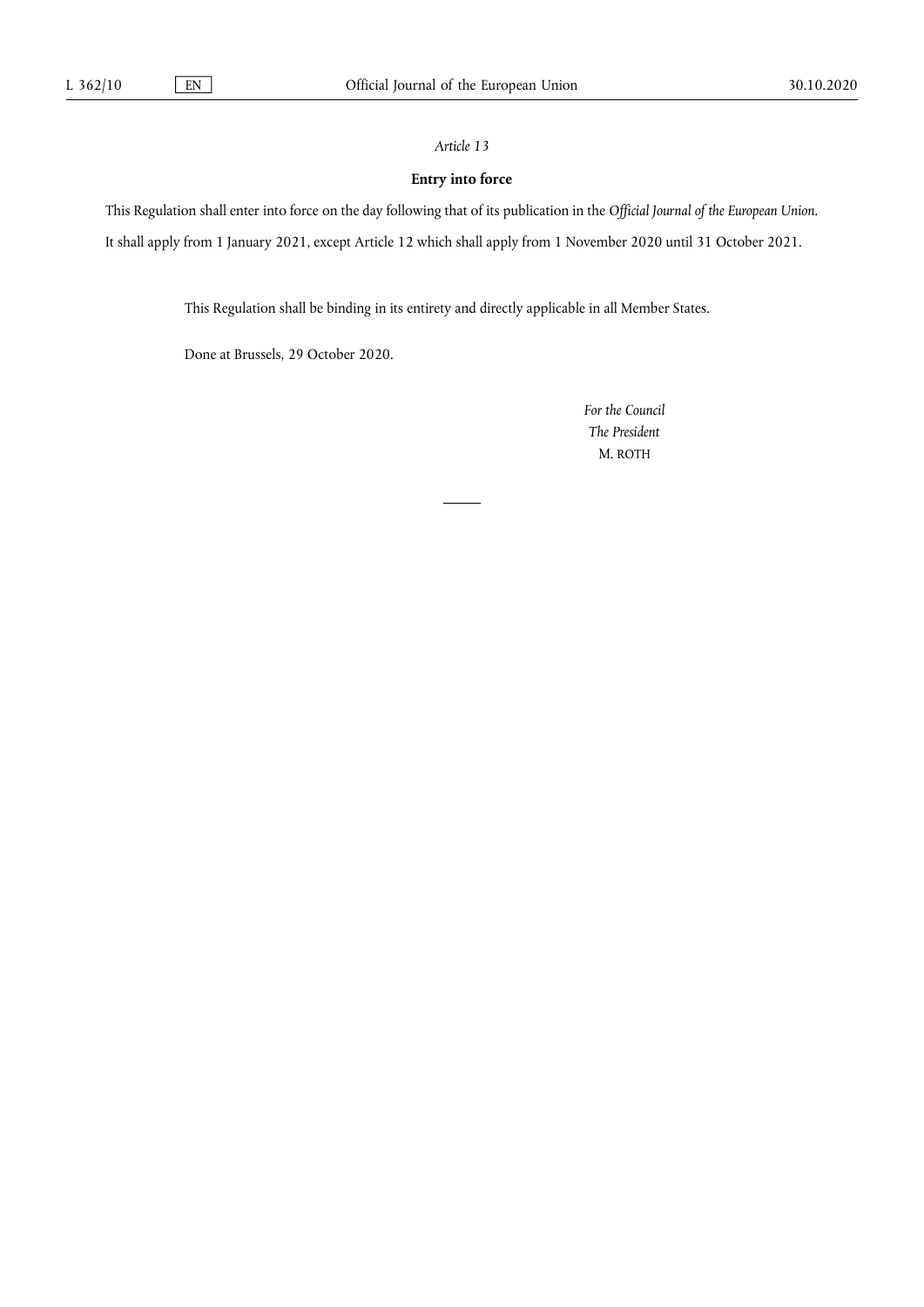*Article 13*

**Entry into force**

This Regulation shall enter into force on the day following that of its publication in the *Official Journal of the European Union*.

It shall apply from 1 January 2021, except Article 12 which shall apply from 1 November 2020 until 31 October 2021.

This Regulation shall be binding in its entirety and directly applicable in all Member States.

Done at Brussels, 29 October 2020.

*For the Council*

*The President*

M. ROTH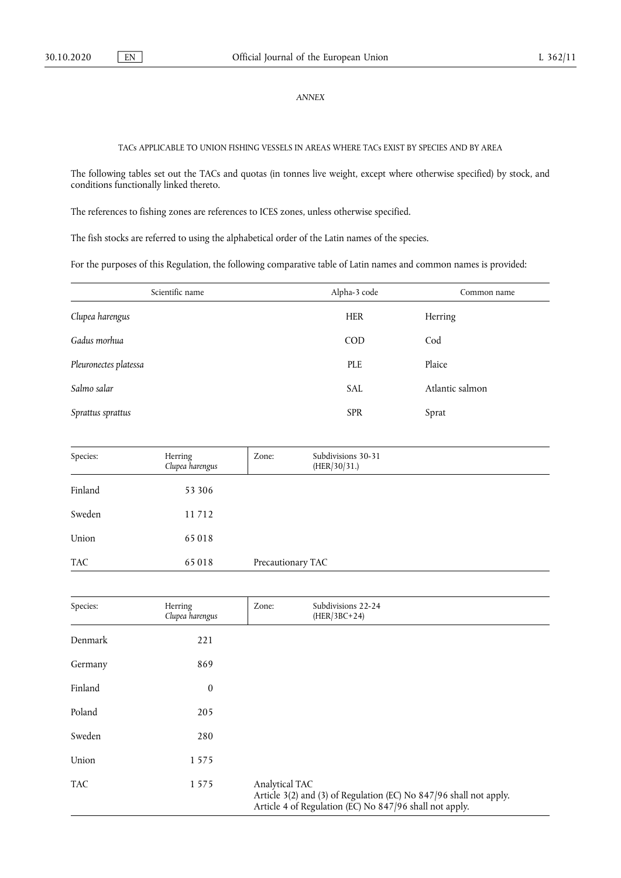*ANNEX*

TACs APPLICABLE TO UNION FISHING VESSELS IN AREAS WHERE TACs EXIST BY SPECIES AND BY AREA

The following tables set out the TACs and quotas (in tonnes live weight, except where otherwise specified) by stock, and conditions functionally linked thereto.

The references to fishing zones are references to ICES zones, unless otherwise specified.

The fish stocks are referred to using the alphabetical order of the Latin names of the species.

For the purposes of this Regulation, the following comparative table of Latin names and common names is provided:

| Scientific name | Alpha-3 code | Common name |
|---|---|---|
| *Clupea harengus* | HER | Herring |
| *Gadus morhua* | COD | Cod |
| *Pleuronectes platessa* | PLE | Plaice |
| *Salmo salar* | SAL | Atlantic salmon |
| *Sprattus sprattus* | SPR | Sprat |

| Species: | Herring *Clupea harengus* | Zone: | Subdivisions 30-31 (HER/30/31.) |
|---|---|---|---|
| Finland | 53 306 | | |
| Sweden | 11 712 | | |
| Union | 65 018 | | |
| TAC | 65 018 | Precautionary TAC | |

| Species: | Herring *Clupea harengus* | Zone: | Subdivisions 22-24 (HER/3BC+24) |
|---|---|---|---|
| Denmark | 221 | | |
| Germany | 869 | | |
| Finland | 0 | | |
| Poland | 205 | | |
| Sweden | 280 | | |
| Union | 1 575 | | |
| TAC | 1 575 | Analytical TAC<br>Article 3(2) and (3) of Regulation (EC) No 847/96 shall not apply.<br>Article 4 of Regulation (EC) No 847/96 shall not apply. | |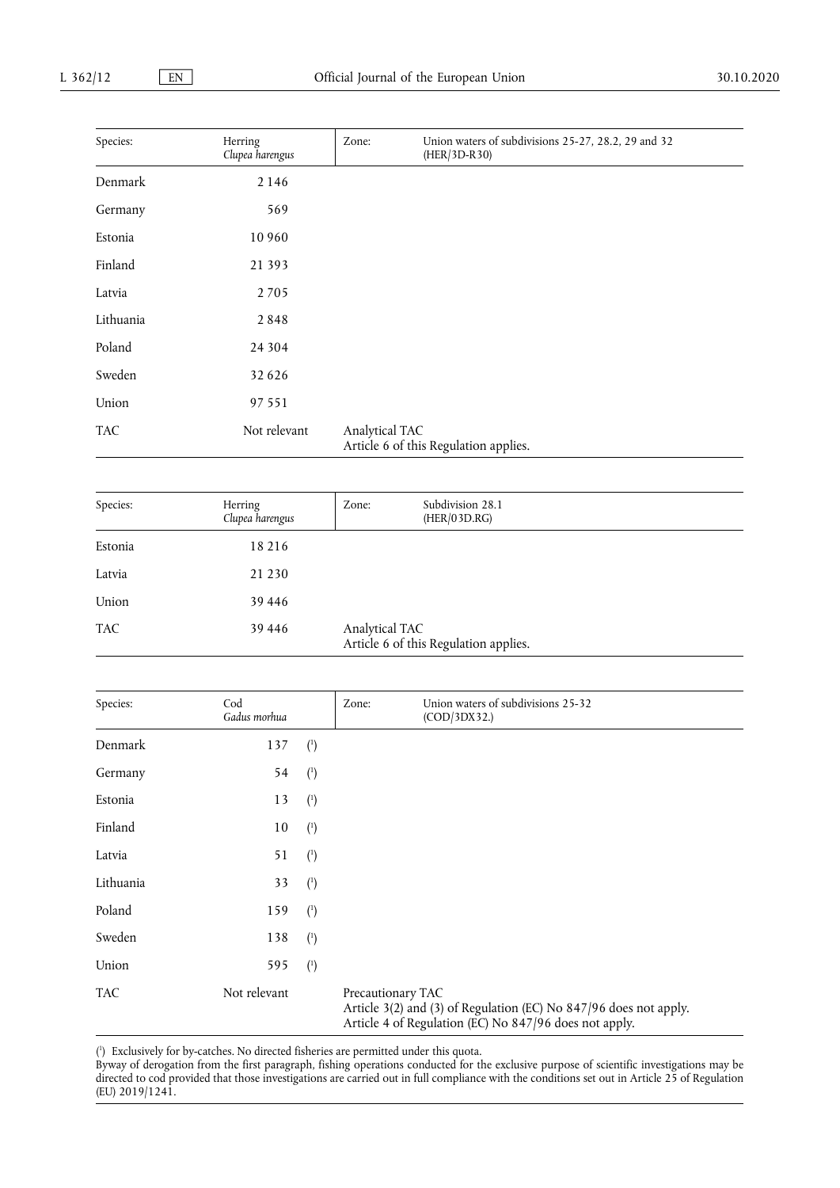| Species: | Herring *Clupea harengus* | Zone: | Union waters of subdivisions 25-27, 28.2, 29 and 32 (HER/3D-R30) |
|---|---|---|---|
| Denmark | 2 146 | | |
| Germany | 569 | | |
| Estonia | 10 960 | | |
| Finland | 21 393 | | |
| Latvia | 2 705 | | |
| Lithuania | 2 848 | | |
| Poland | 24 304 | | |
| Sweden | 32 626 | | |
| Union | 97 551 | | |
| TAC | Not relevant | Analytical TAC<br>Article 6 of this Regulation applies. | |

| Species: | Herring *Clupea harengus* | Zone: | Subdivision 28.1 (HER/03D.RG) |
|---|---|---|---|
| Estonia | 18 216 | | |
| Latvia | 21 230 | | |
| Union | 39 446 | | |
| TAC | 39 446 | Analytical TAC<br>Article 6 of this Regulation applies. | |

| Species: | Cod *Gadus morhua* | Zone: | Union waters of subdivisions 25-32 (COD/3DX32.) |
|---|---|---|---|
| Denmark | 137 [1] | | |
| Germany | 54 [1] | | |
| Estonia | 13 [1] | | |
| Finland | 10 [1] | | |
| Latvia | 51 [1] | | |
| Lithuania | 33 [1] | | |
| Poland | 159 [1] | | |
| Sweden | 138 [1] | | |
| Union | 595 [1] | | |
| TAC | Not relevant | Precautionary TAC<br>Article 3(2) and (3) of Regulation (EC) No 847/96 does not apply.<br>Article 4 of Regulation (EC) No 847/96 does not apply. | |

[1] Exclusively for by-catches. No directed fisheries are permitted under this quota.
Byway of derogation from the first paragraph, fishing operations conducted for the exclusive purpose of scientific investigations may be directed to cod provided that those investigations are carried out in full compliance with the conditions set out in Article 25 of Regulation (EU) 2019/1241.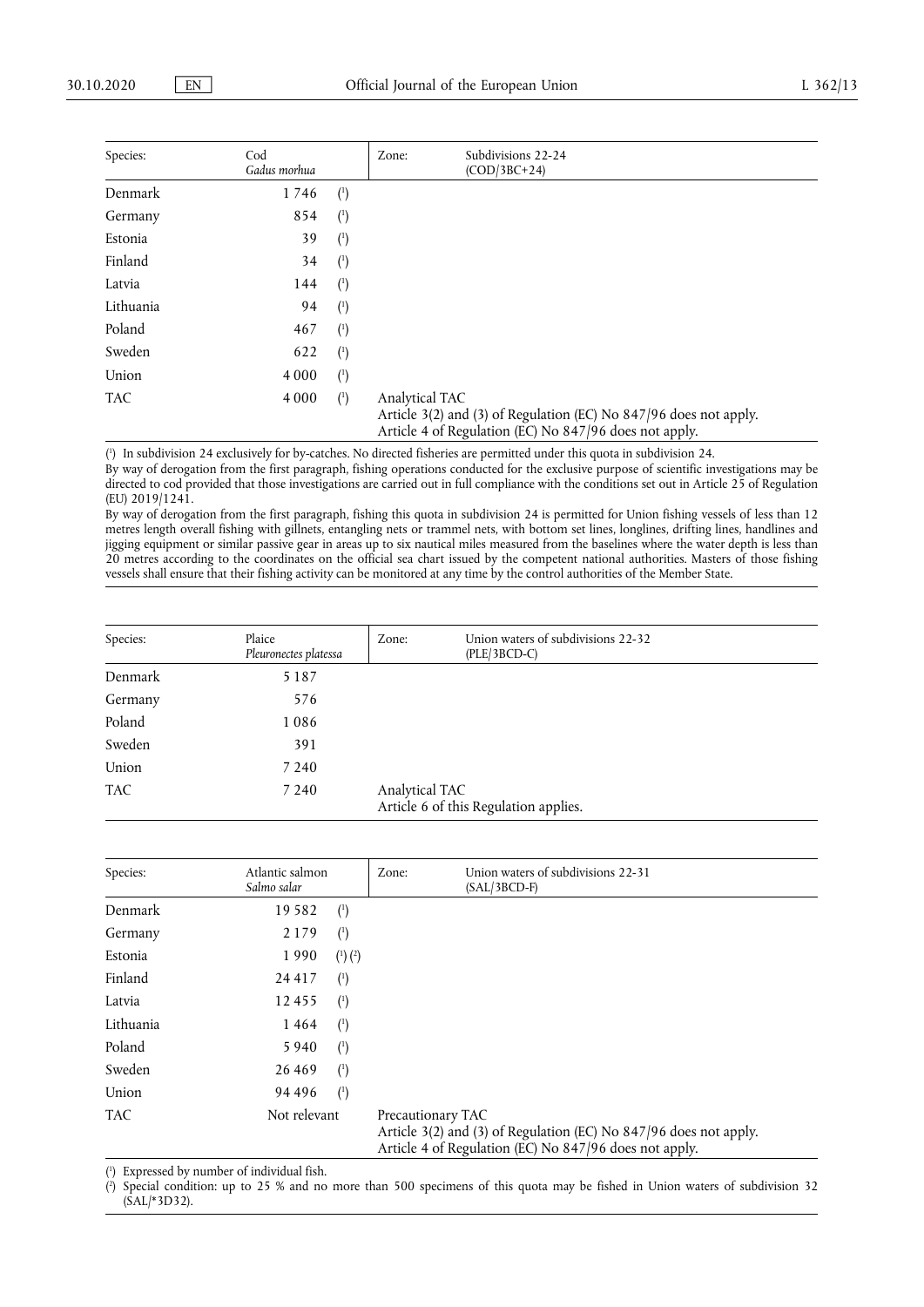| Species: | Cod *Gadus morhua* | | Zone: | Subdivisions 22-24 (COD/3BC+24) |
|---|---|---|---|---|
| Denmark | 1 746 | [1] | | |
| Germany | 854 | [1] | | |
| Estonia | 39 | [1] | | |
| Finland | 34 | [1] | | |
| Latvia | 144 | [1] | | |
| Lithuania | 94 | [1] | | |
| Poland | 467 | [1] | | |
| Sweden | 622 | [1] | | |
| Union | 4 000 | [1] | | |
| TAC | 4 000 | [1] | Analytical TAC<br>Article 3(2) and (3) of Regulation (EC) No 847/96 does not apply.<br>Article 4 of Regulation (EC) No 847/96 does not apply. | |

[1] In subdivision 24 exclusively for by-catches. No directed fisheries are permitted under this quota in subdivision 24.
By way of derogation from the first paragraph, fishing operations conducted for the exclusive purpose of scientific investigations may be directed to cod provided that those investigations are carried out in full compliance with the conditions set out in Article 25 of Regulation (EU) 2019/1241.
By way of derogation from the first paragraph, fishing this quota in subdivision 24 is permitted for Union fishing vessels of less than 12 metres length overall fishing with gillnets, entangling nets or trammel nets, with bottom set lines, longlines, drifting lines, handlines and jigging equipment or similar passive gear in areas up to six nautical miles measured from the baselines where the water depth is less than 20 metres according to the coordinates on the official sea chart issued by the competent national authorities. Masters of those fishing vessels shall ensure that their fishing activity can be monitored at any time by the control authorities of the Member State.

| Species: | Plaice *Pleuronectes platessa* | Zone: | Union waters of subdivisions 22-32 (PLE/3BCD-C) |
|---|---|---|---|
| Denmark | 5 187 | | |
| Germany | 576 | | |
| Poland | 1 086 | | |
| Sweden | 391 | | |
| Union | 7 240 | | |
| TAC | 7 240 | Analytical TAC<br>Article 6 of this Regulation applies. | |

| Species: | Atlantic salmon *Salmo salar* | | Zone: | Union waters of subdivisions 22-31 (SAL/3BCD-F) |
|---|---|---|---|---|
| Denmark | 19 582 | [1] | | |
| Germany | 2 179 | [1] | | |
| Estonia | 1 990 | [1] [2] | | |
| Finland | 24 417 | [1] | | |
| Latvia | 12 455 | [1] | | |
| Lithuania | 1 464 | [1] | | |
| Poland | 5 940 | [1] | | |
| Sweden | 26 469 | [1] | | |
| Union | 94 496 | [1] | | |
| TAC | Not relevant | | Precautionary TAC<br>Article 3(2) and (3) of Regulation (EC) No 847/96 does not apply.<br>Article 4 of Regulation (EC) No 847/96 does not apply. | |

[1] Expressed by number of individual fish.
[2] Special condition: up to 25 % and no more than 500 specimens of this quota may be fished in Union waters of subdivision 32 (SAL/*3D32).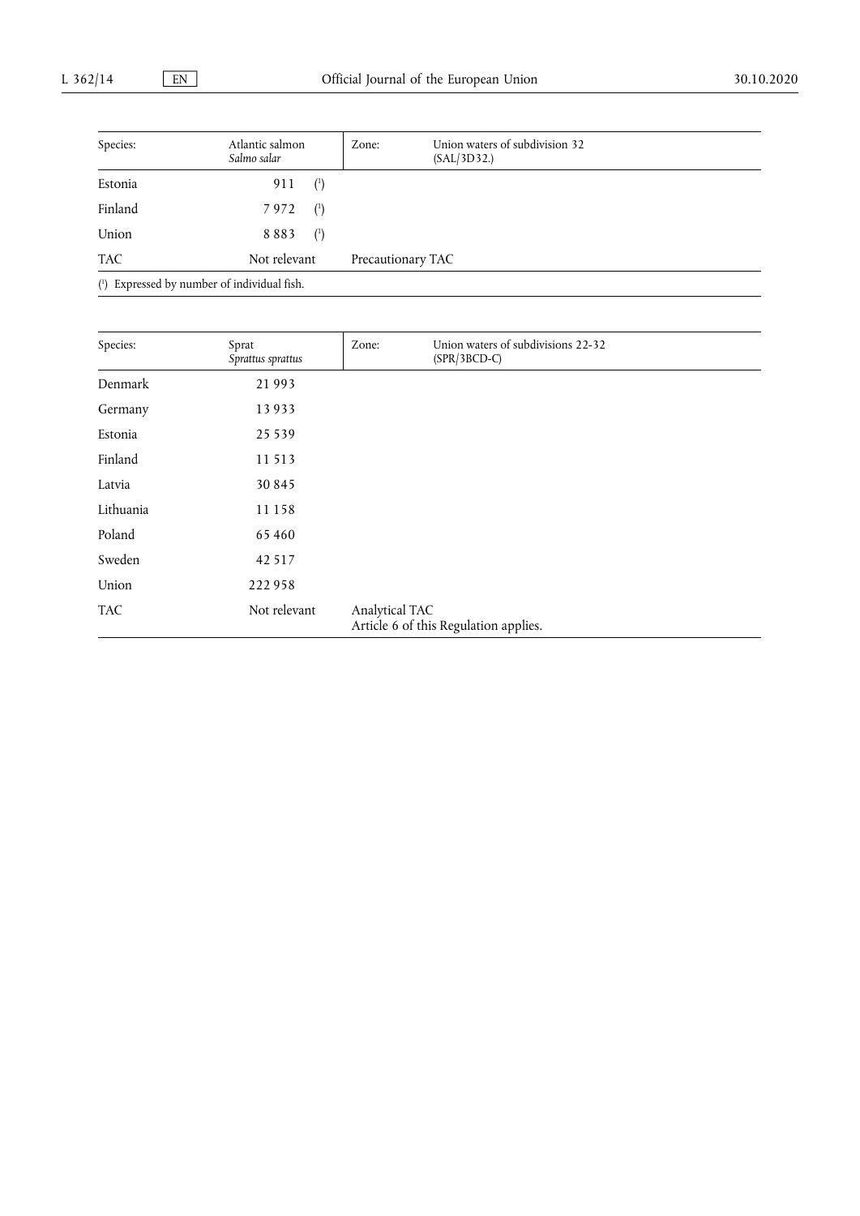| Species: | Atlantic salmon *Salmo salar* | Zone: | Union waters of subdivision 32 (SAL/3D32.) |
|---|---|---|---|
| Estonia | 911 [1] | | |
| Finland | 7 972 [1] | | |
| Union | 8 883 [1] | | |
| TAC | Not relevant | Precautionary TAC | |

[1] Expressed by number of individual fish.

| Species: | Sprat *Sprattus sprattus* | Zone: | Union waters of subdivisions 22-32 (SPR/3BCD-C) |
|---|---|---|---|
| Denmark | 21 993 | | |
| Germany | 13 933 | | |
| Estonia | 25 539 | | |
| Finland | 11 513 | | |
| Latvia | 30 845 | | |
| Lithuania | 11 158 | | |
| Poland | 65 460 | | |
| Sweden | 42 517 | | |
| Union | 222 958 | | |
| TAC | Not relevant | Analytical TAC Article 6 of this Regulation applies. | |